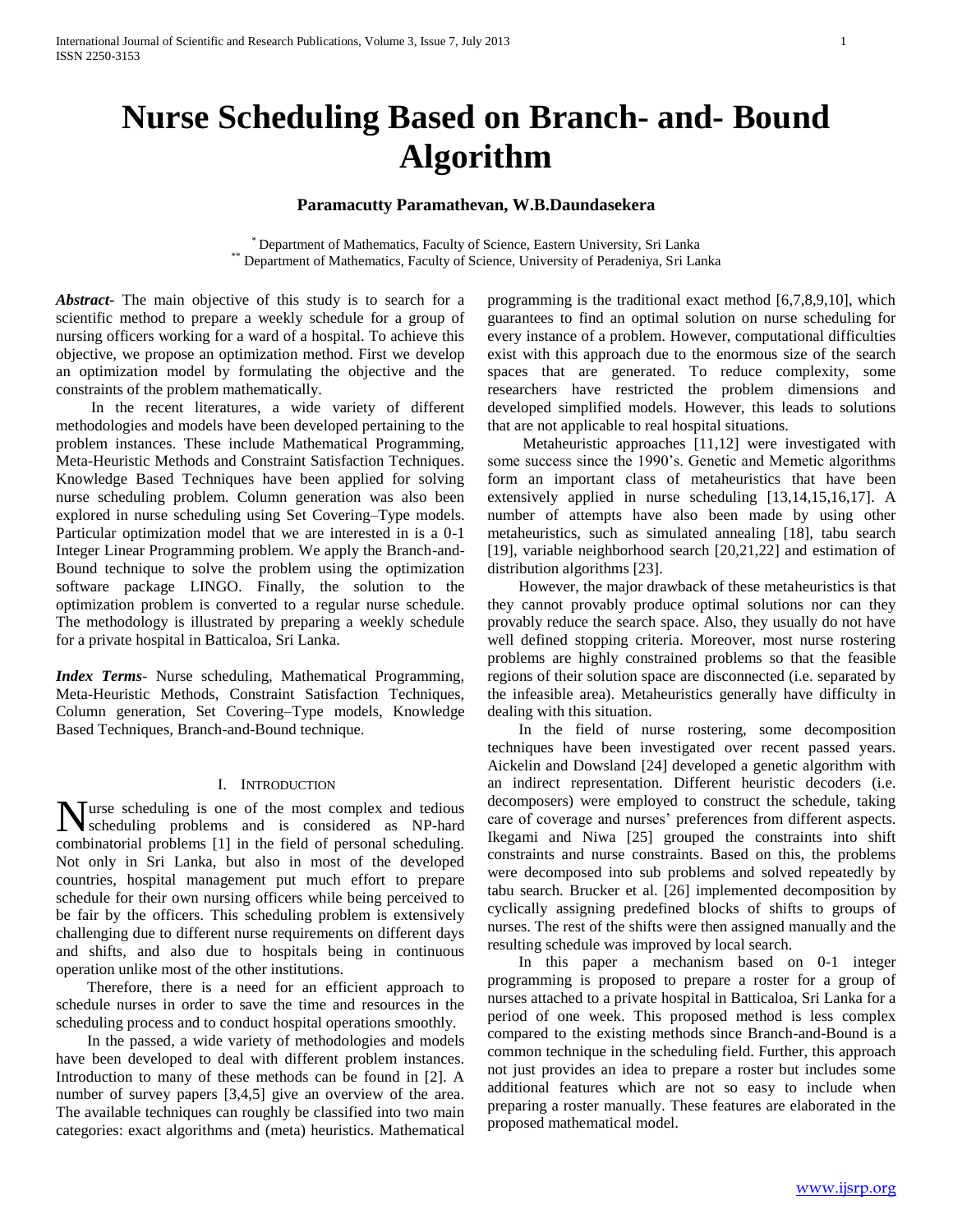# Nurse Scheduling Based on Branch- and- Bound Algorithm

**Paramacutty Paramathevan, W.B.Daundasekera**

[*] Department of Mathematics, Faculty of Science, Eastern University, Sri Lanka
[**] Department of Mathematics, Faculty of Science, University of Peradeniya, Sri Lanka

***Abstract-*** The main objective of this study is to search for a scientific method to prepare a weekly schedule for a group of nursing officers working for a ward of a hospital. To achieve this objective, we propose an optimization method. First we develop an optimization model by formulating the objective and the constraints of the problem mathematically.

In the recent literatures, a wide variety of different methodologies and models have been developed pertaining to the problem instances. These include Mathematical Programming, Meta-Heuristic Methods and Constraint Satisfaction Techniques. Knowledge Based Techniques have been applied for solving nurse scheduling problem. Column generation was also been explored in nurse scheduling using Set Covering–Type models. Particular optimization model that we are interested in is a 0-1 Integer Linear Programming problem. We apply the Branch-and-Bound technique to solve the problem using the optimization software package LINGO. Finally, the solution to the optimization problem is converted to a regular nurse schedule. The methodology is illustrated by preparing a weekly schedule for a private hospital in Batticaloa, Sri Lanka.

***Index Terms-*** Nurse scheduling, Mathematical Programming, Meta-Heuristic Methods, Constraint Satisfaction Techniques, Column generation, Set Covering–Type models, Knowledge Based Techniques, Branch-and-Bound technique.

## I. Introduction

Nurse scheduling is one of the most complex and tedious scheduling problems and is considered as NP-hard combinatorial problems [1] in the field of personal scheduling. Not only in Sri Lanka, but also in most of the developed countries, hospital management put much effort to prepare schedule for their own nursing officers while being perceived to be fair by the officers. This scheduling problem is extensively challenging due to different nurse requirements on different days and shifts, and also due to hospitals being in continuous operation unlike most of the other institutions.

Therefore, there is a need for an efficient approach to schedule nurses in order to save the time and resources in the scheduling process and to conduct hospital operations smoothly.

In the passed, a wide variety of methodologies and models have been developed to deal with different problem instances. Introduction to many of these methods can be found in [2]. A number of survey papers [3,4,5] give an overview of the area. The available techniques can roughly be classified into two main categories: exact algorithms and (meta) heuristics. Mathematical programming is the traditional exact method [6,7,8,9,10], which guarantees to find an optimal solution on nurse scheduling for every instance of a problem. However, computational difficulties exist with this approach due to the enormous size of the search spaces that are generated. To reduce complexity, some researchers have restricted the problem dimensions and developed simplified models. However, this leads to solutions that are not applicable to real hospital situations.

Metaheuristic approaches [11,12] were investigated with some success since the 1990's. Genetic and Memetic algorithms form an important class of metaheuristics that have been extensively applied in nurse scheduling [13,14,15,16,17]. A number of attempts have also been made by using other metaheuristics, such as simulated annealing [18], tabu search [19], variable neighborhood search [20,21,22] and estimation of distribution algorithms [23].

However, the major drawback of these metaheuristics is that they cannot provably produce optimal solutions nor can they provably reduce the search space. Also, they usually do not have well defined stopping criteria. Moreover, most nurse rostering problems are highly constrained problems so that the feasible regions of their solution space are disconnected (i.e. separated by the infeasible area). Metaheuristics generally have difficulty in dealing with this situation.

In the field of nurse rostering, some decomposition techniques have been investigated over recent passed years. Aickelin and Dowsland [24] developed a genetic algorithm with an indirect representation. Different heuristic decoders (i.e. decomposers) were employed to construct the schedule, taking care of coverage and nurses' preferences from different aspects. Ikegami and Niwa [25] grouped the constraints into shift constraints and nurse constraints. Based on this, the problems were decomposed into sub problems and solved repeatedly by tabu search. Brucker et al. [26] implemented decomposition by cyclically assigning predefined blocks of shifts to groups of nurses. The rest of the shifts were then assigned manually and the resulting schedule was improved by local search.

In this paper a mechanism based on 0-1 integer programming is proposed to prepare a roster for a group of nurses attached to a private hospital in Batticaloa, Sri Lanka for a period of one week. This proposed method is less complex compared to the existing methods since Branch-and-Bound is a common technique in the scheduling field. Further, this approach not just provides an idea to prepare a roster but includes some additional features which are not so easy to include when preparing a roster manually. These features are elaborated in the proposed mathematical model.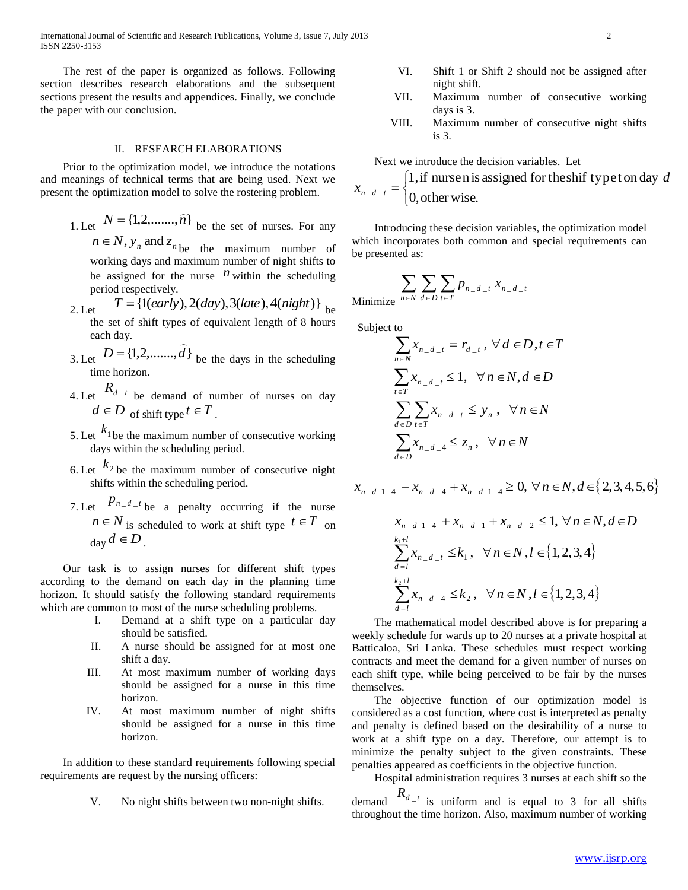The rest of the paper is organized as follows. Following section describes research elaborations and the subsequent sections present the results and appendices. Finally, we conclude the paper with our conclusion.

## II. RESEARCH ELABORATIONS

Prior to the optimization model, we introduce the notations and meanings of technical terms that are being used. Next we present the optimization model to solve the rostering problem.

1. Let $N = \{1,2,.......,\hat{n}\}$ be the set of nurses. For any $n \in N, y_n$ and $z_n$ be the maximum number of working days and maximum number of night shifts to be assigned for the nurse $n$ within the scheduling period respectively.
2. Let $T = \{1(early), 2(day), 3(late), 4(night)\}$ be the set of shift types of equivalent length of 8 hours each day.
3. Let $D = \{1,2,.......,\hat{d}\}$ be the days in the scheduling time horizon.
4. Let $R_{d\_t}$ be demand of number of nurses on day $d \in D$ of shift type $t \in T$.
5. Let $k_1$ be the maximum number of consecutive working days within the scheduling period.
6. Let $k_2$ be the maximum number of consecutive night shifts within the scheduling period.
7. Let $p_{n\_d\_t}$ be a penalty occurring if the nurse $n \in N$ is scheduled to work at shift type $t \in T$ on day $d \in D$.

Our task is to assign nurses for different shift types according to the demand on each day in the planning time horizon. It should satisfy the following standard requirements which are common to most of the nurse scheduling problems.

I. Demand at a shift type on a particular day should be satisfied.
II. A nurse should be assigned for at most one shift a day.
III. At most maximum number of working days should be assigned for a nurse in this time horizon.
IV. At most maximum number of night shifts should be assigned for a nurse in this time horizon.

In addition to these standard requirements following special requirements are request by the nursing officers:

V. No night shifts between two non-night shifts.
VI. Shift 1 or Shift 2 should not be assigned after night shift.
VII. Maximum number of consecutive working days is 3.
VIII. Maximum number of consecutive night shifts is 3.

Next we introduce the decision variables. Let

$$x_{n\_d\_t} = \begin{cases} 1, \text{if nurse } n \text{ is assigned for the shif type } t \text{ on day } d \\ 0, \text{other wise.} \end{cases}$$

Introducing these decision variables, the optimization model which incorporates both common and special requirements can be presented as:

$$\text{Minimize} \sum_{n \in N} \sum_{d \in D} \sum_{t \in T} p_{n\_d\_t} \, x_{n\_d\_t}$$

Subject to

$$\sum_{n \in N} x_{n\_d\_t} = r_{d\_t}, \ \forall d \in D, t \in T$$

$$\sum_{t \in T} x_{n\_d\_t} \leq 1, \ \ \forall n \in N, d \in D$$

$$\sum_{d \in D} \sum_{t \in T} x_{n\_d\_t} \leq y_n, \ \ \forall n \in N$$

$$\sum_{d \in D} x_{n\_d\_4} \leq z_n, \ \ \forall n \in N$$

$$x_{n\_d-1\_4} - x_{n\_d\_4} + x_{n\_d+1\_4} \geq 0, \ \forall n \in N, d \in \{2,3,4,5,6\}$$

$$x_{n\_d-1\_4} + x_{n\_d\_1} + x_{n\_d\_2} \leq 1, \ \forall n \in N, d \in D$$

$$\sum_{d=l}^{k_1+l} x_{n\_d\_t} \leq k_1, \ \ \forall n \in N, l \in \{1,2,3,4\}$$

$$\sum_{d=l}^{k_2+l} x_{n\_d\_4} \leq k_2, \ \ \forall n \in N, l \in \{1,2,3,4\}$$

The mathematical model described above is for preparing a weekly schedule for wards up to 20 nurses at a private hospital at Batticaloa, Sri Lanka. These schedules must respect working contracts and meet the demand for a given number of nurses on each shift type, while being perceived to be fair by the nurses themselves.

The objective function of our optimization model is considered as a cost function, where cost is interpreted as penalty and penalty is defined based on the desirability of a nurse to work at a shift type on a day. Therefore, our attempt is to minimize the penalty subject to the given constraints. These penalties appeared as coefficients in the objective function.

Hospital administration requires 3 nurses at each shift so the demand $R_{d\_t}$ is uniform and is equal to 3 for all shifts throughout the time horizon. Also, maximum number of working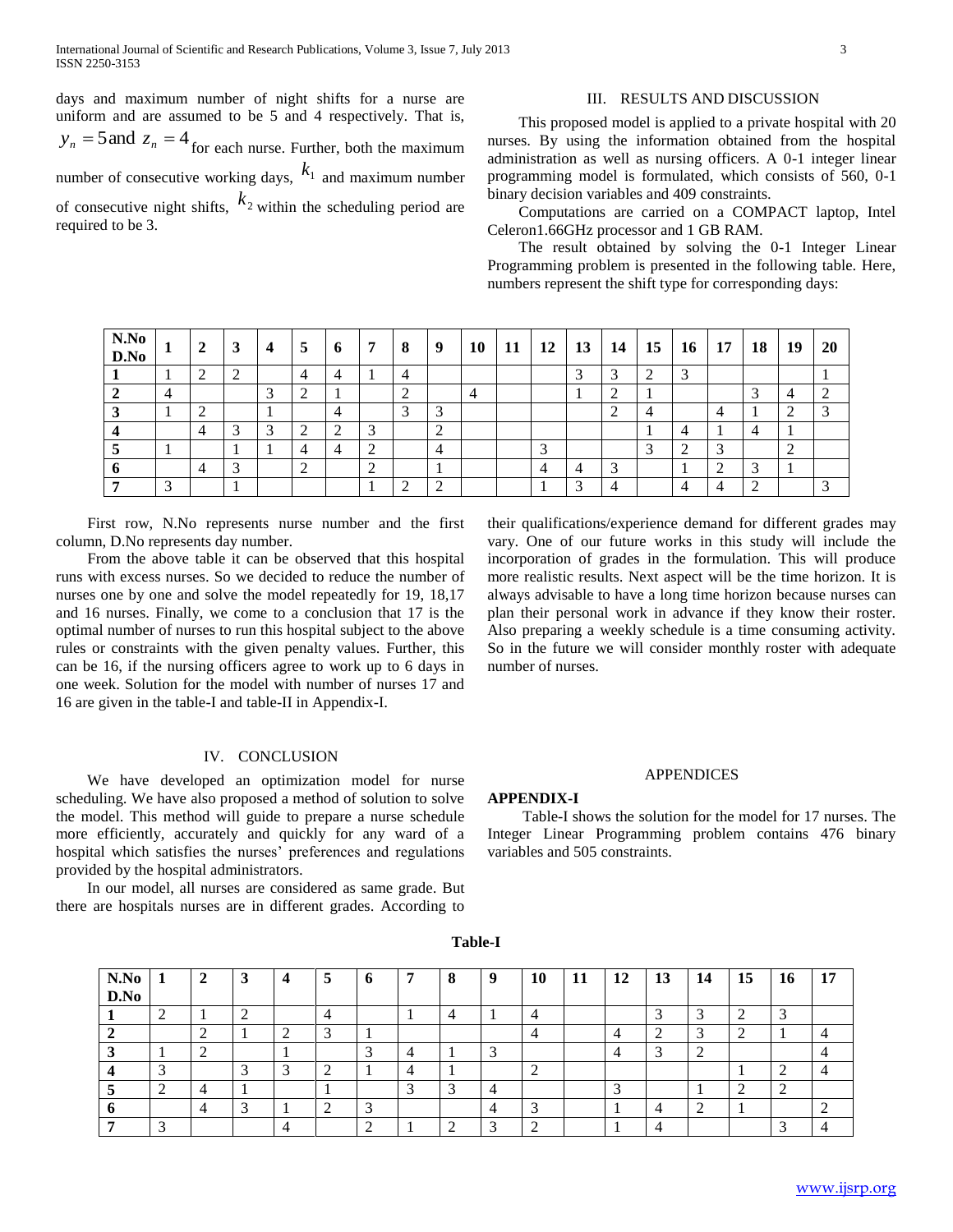days and maximum number of night shifts for a nurse are uniform and are assumed to be 5 and 4 respectively. That is, $y_n = 5$ and $z_n = 4$ for each nurse. Further, both the maximum number of consecutive working days, $k_1$ and maximum number of consecutive night shifts, $k_2$ within the scheduling period are required to be 3.

## III. RESULTS AND DISCUSSION

This proposed model is applied to a private hospital with 20 nurses. By using the information obtained from the hospital administration as well as nursing officers. A 0-1 integer linear programming model is formulated, which consists of 560, 0-1 binary decision variables and 409 constraints.

Computations are carried on a COMPACT laptop, Intel Celeron1.66GHz processor and 1 GB RAM.

The result obtained by solving the 0-1 Integer Linear Programming problem is presented in the following table. Here, numbers represent the shift type for corresponding days:

| **N.No D.No** | **1** | **2** | **3** | **4** | **5** | **6** | **7** | **8** | **9** | **10** | **11** | **12** | **13** | **14** | **15** | **16** | **17** | **18** | **19** | **20** |
|---|---|---|---|---|---|---|---|---|---|---|---|---|---|---|---|---|---|---|---|---|
| **1** | 1 | 2 | 2 | | 4 | 4 | 1 | 4 | | | | | 3 | 3 | 2 | 3 | | | | 1 |
| **2** | 4 | | | 3 | 2 | 1 | | 2 | | 4 | | | 1 | 2 | 1 | | | 3 | 4 | 2 |
| **3** | 1 | 2 | | 1 | | 4 | | 3 | 3 | | | | | 2 | 4 | | 4 | 1 | 2 | 3 |
| **4** | | 4 | 3 | 3 | 2 | 2 | 3 | | 2 | | | | | | 1 | 4 | 1 | 4 | 1 | |
| **5** | 1 | | 1 | 1 | 4 | 4 | 2 | | 4 | | | 3 | | | 3 | 2 | 3 | | 2 | |
| **6** | | 4 | 3 | | 2 | | 2 | | 1 | | | 4 | 4 | 3 | | 1 | 2 | 3 | 1 | |
| **7** | 3 | | 1 | | | | 1 | 2 | 2 | | | 1 | 3 | 4 | | 4 | 4 | 2 | | 3 |

First row, N.No represents nurse number and the first column, D.No represents day number.

From the above table it can be observed that this hospital runs with excess nurses. So we decided to reduce the number of nurses one by one and solve the model repeatedly for 19, 18,17 and 16 nurses. Finally, we come to a conclusion that 17 is the optimal number of nurses to run this hospital subject to the above rules or constraints with the given penalty values. Further, this can be 16, if the nursing officers agree to work up to 6 days in one week. Solution for the model with number of nurses 17 and 16 are given in the table-I and table-II in Appendix-I.

## IV. CONCLUSION

We have developed an optimization model for nurse scheduling. We have also proposed a method of solution to solve the model. This method will guide to prepare a nurse schedule more efficiently, accurately and quickly for any ward of a hospital which satisfies the nurses' preferences and regulations provided by the hospital administrators.

In our model, all nurses are considered as same grade. But there are hospitals nurses are in different grades. According to their qualifications/experience demand for different grades may vary. One of our future works in this study will include the incorporation of grades in the formulation. This will produce more realistic results. Next aspect will be the time horizon. It is always advisable to have a long time horizon because nurses can plan their personal work in advance if they know their roster. Also preparing a weekly schedule is a time consuming activity. So in the future we will consider monthly roster with adequate number of nurses.

## APPENDICES

### APPENDIX-I

Table-I shows the solution for the model for 17 nurses. The Integer Linear Programming problem contains 476 binary variables and 505 constraints.

**Table-I**

| **N.No D.No** | **1** | **2** | **3** | **4** | **5** | **6** | **7** | **8** | **9** | **10** | **11** | **12** | **13** | **14** | **15** | **16** | **17** |
|---|---|---|---|---|---|---|---|---|---|---|---|---|---|---|---|---|---|
| **1** | 2 | 1 | 2 | | 4 | | 1 | 4 | 1 | 4 | | | 3 | 3 | 2 | 3 | |
| **2** | | 2 | 1 | 2 | 3 | 1 | | | | 4 | | 4 | 2 | 3 | 2 | 1 | 4 |
| **3** | 1 | 2 | | 1 | | 3 | 4 | 1 | 3 | | | 4 | 3 | 2 | | | 4 |
| **4** | 3 | | 3 | 3 | 2 | 1 | 4 | 1 | | 2 | | | | | 1 | 2 | 4 |
| **5** | 2 | 4 | 1 | | 1 | | 3 | 3 | 4 | | | 3 | | 1 | 2 | 2 | |
| **6** | | 4 | 3 | 1 | 2 | 3 | | | 4 | 3 | | 1 | 4 | 2 | 1 | | 2 |
| **7** | 3 | | | 4 | | 2 | 1 | 2 | 3 | 2 | | 1 | 4 | | | 3 | 4 |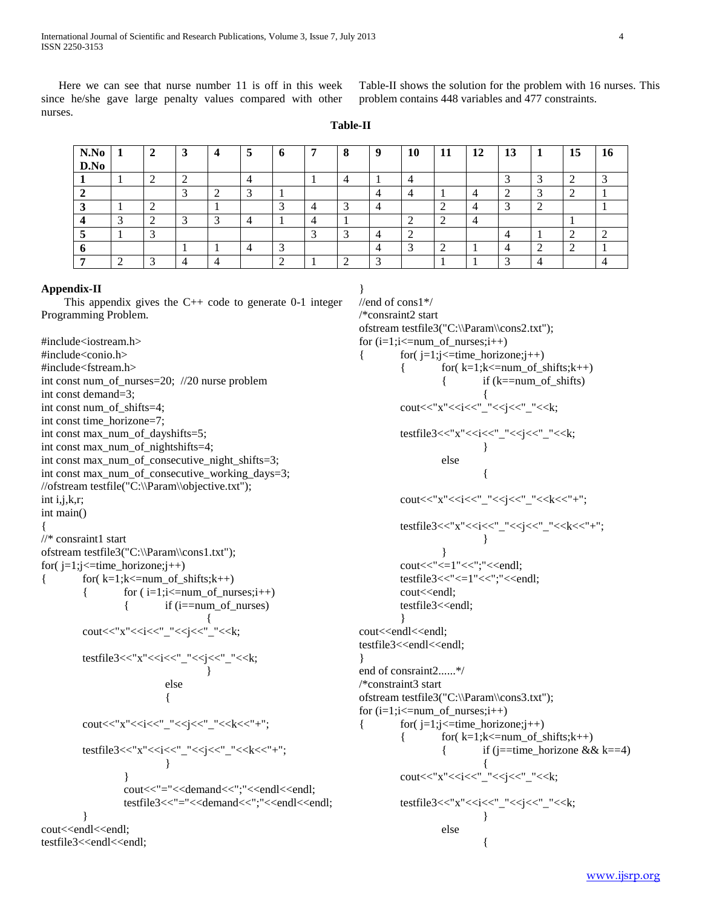Here we can see that nurse number 11 is off in this week since he/she gave large penalty values compared with other nurses.

Table-II shows the solution for the problem with 16 nurses. This problem contains 448 variables and 477 constraints.

**Table-II**

| N.No D.No | 1 | 2 | 3 | 4 | 5 | 6 | 7 | 8 | 9 | 10 | 11 | 12 | 13 | 1 | 15 | 16 |
|---|---|---|---|---|---|---|---|---|---|---|---|---|---|---|---|---|
| **1** | 1 | 2 | 2 | | 4 | | 1 | 4 | 1 | 4 | | | 3 | 3 | 2 | 3 |
| **2** | | | 3 | 2 | 3 | 1 | | | 4 | 4 | 1 | 4 | 2 | 3 | 2 | 1 |
| **3** | 1 | 2 | | 1 | | 3 | 4 | 3 | 4 | | 2 | 4 | 3 | 2 | | 1 |
| **4** | 3 | 2 | 3 | 3 | 4 | 1 | 4 | 1 | | 2 | 2 | 4 | | | 1 | |
| **5** | 1 | 3 | | | | | 3 | 3 | 4 | 2 | | | 4 | 1 | 2 | 2 |
| **6** | | | 1 | 1 | 4 | 3 | | | 4 | 3 | 2 | 1 | 4 | 2 | 2 | 1 |
| **7** | 2 | 3 | 4 | 4 | | 2 | 1 | 2 | 3 | | 1 | 1 | 3 | 4 | | 4 |

## Appendix-II

This appendix gives the C++ code to generate 0-1 integer Programming Problem.

```
#include<iostream.h>
#include<conio.h>
#include<fstream.h>
int const num_of_nurses=20;  //20 nurse problem
int const demand=3;
int const num_of_shifts=4;
int const time_horizone=7;
int const max_num_of_dayshifts=5;
int const max_num_of_nightshifts=4;
int const max_num_of_consecutive_night_shifts=3;
int const max_num_of_consecutive_working_days=3;
//ofstream testfile("C:\\Param\\objective.txt");
int i,j,k,r;
int main()
{
//* consraint1 start
ofstream testfile3("C:\\Param\\cons1.txt");
for( j=1;j<=time_horizone;j++)
{       for( k=1;k<=num_of_shifts;k++)
        {       for ( i=1;i<=num_of_nurses;i++)
                {       if (i==num_of_nurses)
                                {
        cout<<"x"<<i<<"_"<<j<<"_"<<k;

        testfile3<<"x"<<i<<"_"<<j<<"_"<<k;
                                }
                        else
                        {

        cout<<"x"<<i<<"_"<<j<<"_"<<k<<"+";

        testfile3<<"x"<<i<<"_"<<j<<"_"<<k<<"+";
                        }
                }
                cout<<"="<<demand<<";"<<endl<<endl;
                testfile3<<"="<<demand<<";"<<endl<<endl;
        }
cout<<endl<<endl;
testfile3<<endl<<endl;
}
//end of cons1*/
/*consraint2 start
ofstream testfile3("C:\\Param\\cons2.txt");
for (i=1;i<=num_of_nurses;i++)
{       for( j=1;j<=time_horizone;j++)
        {       for( k=1;k<=num_of_shifts;k++)
                {       if (k==num_of_shifts)
                                {
        cout<<"x"<<i<<"_"<<j<<"_"<<k;

        testfile3<<"x"<<i<<"_"<<j<<"_"<<k;
                                }
                else
                                {

        cout<<"x"<<i<<"_"<<j<<"_"<<k<<"+";

        testfile3<<"x"<<i<<"_"<<j<<"_"<<k<<"+";
                                }
                }
        cout<<"<=1"<<";"<<endl;
        testfile3<<"<=1"<<";"<<endl;
        cout<<endl;
        testfile3<<endl;
        }
cout<<endl<<endl;
testfile3<<endl<<endl;
}
end of consraint2......*/
/*constraint3 start
ofstream testfile3("C:\\Param\\cons3.txt");
for (i=1;i<=num_of_nurses;i++)
{       for( j=1;j<=time_horizone;j++)
        {       for( k=1;k<=num_of_shifts;k++)
                {       if (j==time_horizone && k==4)
                                {
        cout<<"x"<<i<<"_"<<j<<"_"<<k;

        testfile3<<"x"<<i<<"_"<<j<<"_"<<k;
                                }
                else
                                {
```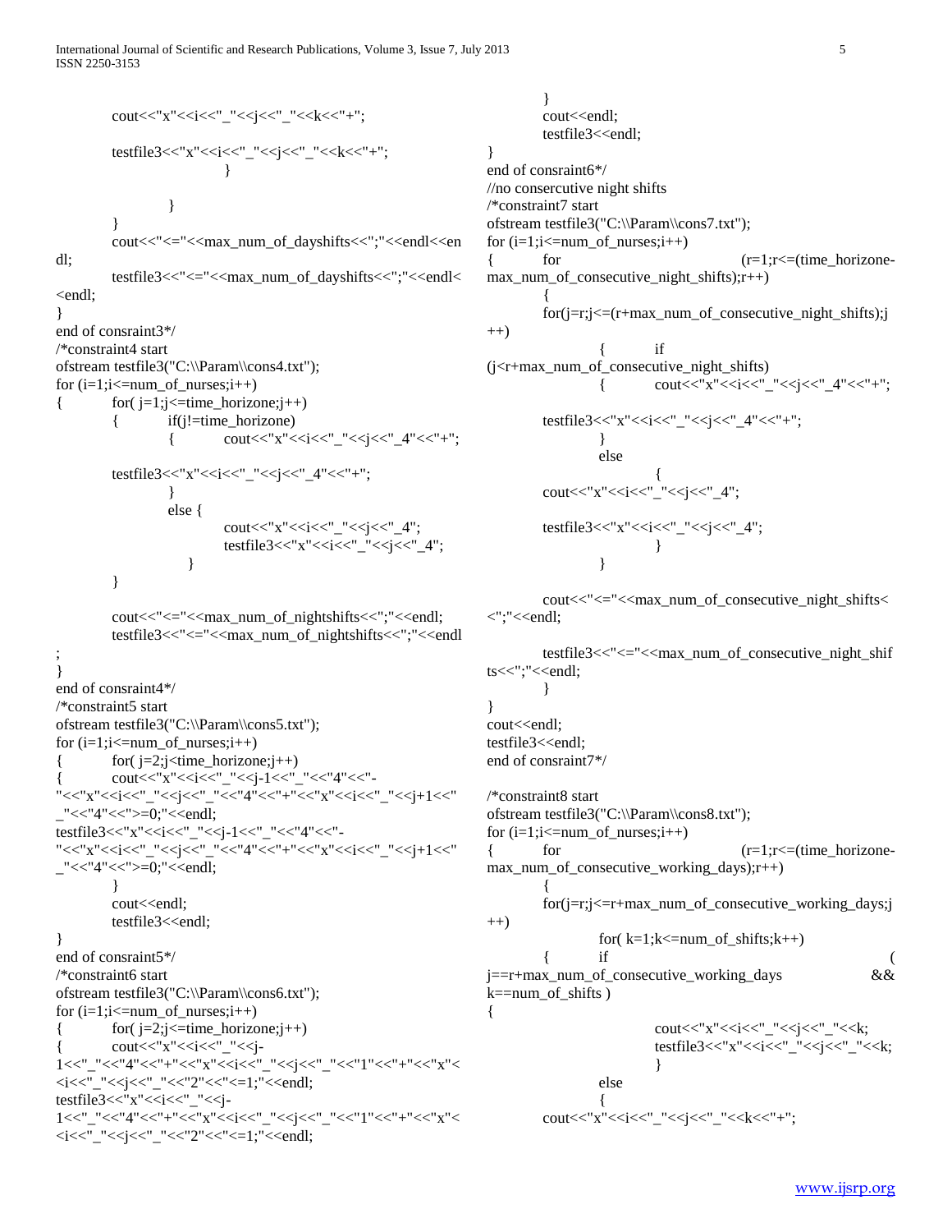```
            cout<<"x"<<i<<"_"<<j<<"_"<<k<<"+";

            testfile3<<"x"<<i<<"_"<<j<<"_"<<k<<"+";
                              }

                    }
            }
            cout<<"<="<<max_num_of_dayshifts<<";"<<endl<<endl;
            testfile3<<"<="<<max_num_of_dayshifts<<";"<<endl<<endl;
}
end of consraint3*/
/*constraint4 start
ofstream testfile3("C:\\Param\\cons4.txt");
for (i=1;i<=num_of_nurses;i++)
{           for( j=1;j<=time_horizone;j++)
            {           if(j!=time_horizone)
                        {           cout<<"x"<<i<<"_"<<j<<"_4"<<"+";

            testfile3<<"x"<<i<<"_"<<j<<"_4"<<"+";
                        }
                        else {
                                    cout<<"x"<<i<<"_"<<j<<"_4";
                                    testfile3<<"x"<<i<<"_"<<j<<"_4";
                          }
            }

            cout<<"<="<<max_num_of_nightshifts<<";"<<endl;
            testfile3<<"<="<<max_num_of_nightshifts<<";"<<endl;
}
end of consraint4*/
/*constraint5 start
ofstream testfile3("C:\\Param\\cons5.txt");
for (i=1;i<=num_of_nurses;i++)
{           for( j=2;j<time_horizone;j++)
{           cout<<"x"<<i<<"_"<<j-1<<"_"<<"4"<<"-"<<"x"<<i<<"_"<<j<<"_"<<"4"<<"+"<<"x"<<i<<"_"<<j+1<<"_"<<"4"<<">=0;"<<endl;
testfile3<<"x"<<i<<"_"<<j-1<<"_"<<"4"<<"-"<<"x"<<i<<"_"<<j<<"_"<<"4"<<"+"<<"x"<<i<<"_"<<j+1<<"_"<<"4"<<">=0;"<<endl;
            }
            cout<<endl;
            testfile3<<endl;
}
end of consraint5*/
/*constraint6 start
ofstream testfile3("C:\\Param\\cons6.txt");
for (i=1;i<=num_of_nurses;i++)
{           for( j=2;j<=time_horizone;j++)
{           cout<<"x"<<i<<"_"<<j-1<<"_"<<"4"<<"+"<<"x"<<i<<"_"<<j<<"_"<<"1"<<"+"<<"x"<<i<<"_"<<j<<"_"<<"2"<<"<=1;"<<endl;
testfile3<<"x"<<i<<"_"<<j-1<<"_"<<"4"<<"+"<<"x"<<i<<"_"<<j<<"_"<<"1"<<"+"<<"x"<<i<<"_"<<j<<"_"<<"2"<<"<=1;"<<endl;
            }
            cout<<endl;
            testfile3<<endl;
}
end of consraint6*/
//no consercutive night shifts
/*constraint7 start
ofstream testfile3("C:\\Param\\cons7.txt");
for (i=1;i<=num_of_nurses;i++)
{           for (r=1;r<=(time_horizone-max_num_of_consecutive_night_shifts);r++)
            {
            for(j=r;j<=(r+max_num_of_consecutive_night_shifts);j++)
                        {           if (j<r+max_num_of_consecutive_night_shifts)
                        {           cout<<"x"<<i<<"_"<<j<<"_4"<<"+";

            testfile3<<"x"<<i<<"_"<<j<<"_4"<<"+";
                        }
                        else
                                    {
            cout<<"x"<<i<<"_"<<j<<"_4";

            testfile3<<"x"<<i<<"_"<<j<<"_4";
                                    }
                        }

            cout<<"<="<<max_num_of_consecutive_night_shifts<<";"<<endl;

            testfile3<<"<="<<max_num_of_consecutive_night_shifts<<";"<<endl;
            }
}
cout<<endl;
testfile3<<endl;
end of consraint7*/

/*constraint8 start
ofstream testfile3("C:\\Param\\cons8.txt");
for (i=1;i<=num_of_nurses;i++)
{           for (r=1;r<=(time_horizone-max_num_of_consecutive_working_days);r++)
            {
            for(j=r;j<=r+max_num_of_consecutive_working_days;j++)
                        for( k=1;k<=num_of_shifts;k++)
            {           if ( j==r+max_num_of_consecutive_working_days && k==num_of_shifts )
{
                                    cout<<"x"<<i<<"_"<<j<<"_"<<k;
                                    testfile3<<"x"<<i<<"_"<<j<<"_"<<k;
                                    }
                        else
                        {
            cout<<"x"<<i<<"_"<<j<<"_"<<k<<"+";
```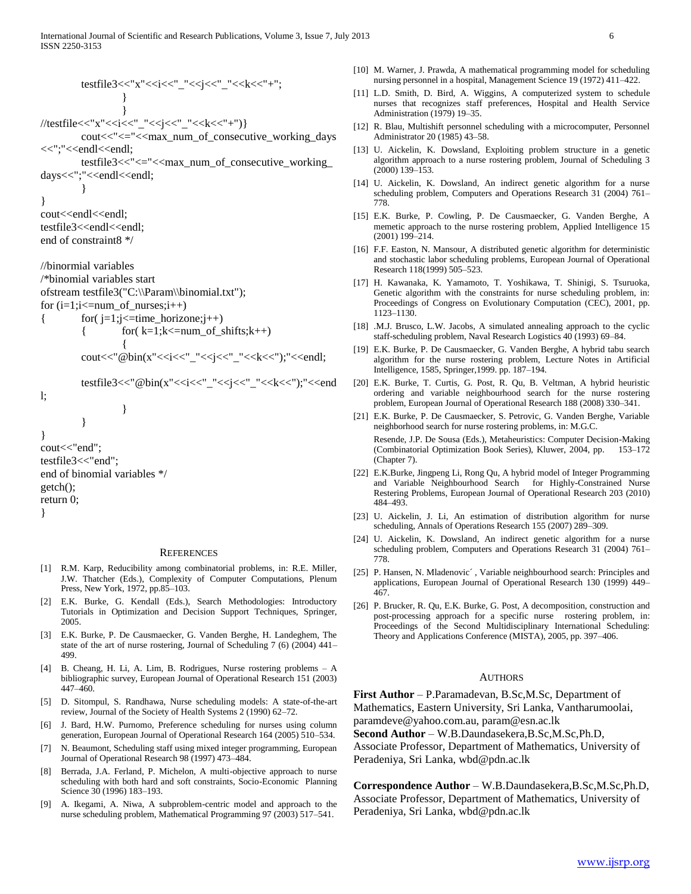```
testfile3<<"x"<<i<<"_"<<j<<"_"<<k<<"+";
            }
            }
//testfile<<"x"<<i<<"_"<<j<<"_"<<k<<"+")}
        cout<<"<="<<max_num_of_consecutive_working_days
<<";"<<endl<<endl;
        testfile3<<"<="<<max_num_of_consecutive_working_
days<<";"<<endl<<endl;
        }
}
cout<<endl<<endl;
testfile3<<endl<<endl;
end of constraint8 */

//binormial variables
/*binomial variables start
ofstream testfile3("C:\\Param\\binomial.txt");
for (i=1;i<=num_of_nurses;i++)
{       for( j=1;j<=time_horizone;j++)
        {       for( k=1;k<=num_of_shifts;k++)
                {
        cout<<"@bin(x"<<i<<"_"<<j<<"_"<<k<<");"<<endl;

        testfile3<<"@bin(x"<<i<<"_"<<j<<"_"<<k<<");"<<end
l;
                }
        }
}
cout<<"end";
testfile3<<"end";
end of binomial variables */
getch();
return 0;
}
```

## REFERENCES

[1] R.M. Karp, Reducibility among combinatorial problems, in: R.E. Miller, J.W. Thatcher (Eds.), Complexity of Computer Computations, Plenum Press, New York, 1972, pp.85–103.

[2] E.K. Burke, G. Kendall (Eds.), Search Methodologies: Introductory Tutorials in Optimization and Decision Support Techniques, Springer, 2005.

[3] E.K. Burke, P. De Causmaecker, G. Vanden Berghe, H. Landeghem, The state of the art of nurse rostering, Journal of Scheduling 7 (6) (2004) 441–499.

[4] B. Cheang, H. Li, A. Lim, B. Rodrigues, Nurse rostering problems – A bibliographic survey, European Journal of Operational Research 151 (2003) 447–460.

[5] D. Sitompul, S. Randhawa, Nurse scheduling models: A state-of-the-art review, Journal of the Society of Health Systems 2 (1990) 62–72.

[6] J. Bard, H.W. Purnomo, Preference scheduling for nurses using column generation, European Journal of Operational Research 164 (2005) 510–534.

[7] N. Beaumont, Scheduling staff using mixed integer programming, European Journal of Operational Research 98 (1997) 473–484.

[8] Berrada, J.A. Ferland, P. Michelon, A multi-objective approach to nurse scheduling with both hard and soft constraints, Socio-Economic Planning Science 30 (1996) 183–193.

[9] A. Ikegami, A. Niwa, A subproblem-centric model and approach to the nurse scheduling problem, Mathematical Programming 97 (2003) 517–541.

[10] M. Warner, J. Prawda, A mathematical programming model for scheduling nursing personnel in a hospital, Management Science 19 (1972) 411–422.

[11] L.D. Smith, D. Bird, A. Wiggins, A computerized system to schedule nurses that recognizes staff preferences, Hospital and Health Service Administration (1979) 19–35.

[12] R. Blau, Multishift personnel scheduling with a microcomputer, Personnel Administrator 20 (1985) 43–58.

[13] U. Aickelin, K. Dowsland, Exploiting problem structure in a genetic algorithm approach to a nurse rostering problem, Journal of Scheduling 3 (2000) 139–153.

[14] U. Aickelin, K. Dowsland, An indirect genetic algorithm for a nurse scheduling problem, Computers and Operations Research 31 (2004) 761–778.

[15] E.K. Burke, P. Cowling, P. De Causmaecker, G. Vanden Berghe, A memetic approach to the nurse rostering problem, Applied Intelligence 15 (2001) 199–214.

[16] F.F. Easton, N. Mansour, A distributed genetic algorithm for deterministic and stochastic labor scheduling problems, European Journal of Operational Research 118(1999) 505–523.

[17] H. Kawanaka, K. Yamamoto, T. Yoshikawa, T. Shinigi, S. Tsuruoka, Genetic algorithm with the constraints for nurse scheduling problem, in: Proceedings of Congress on Evolutionary Computation (CEC), 2001, pp. 1123–1130.

[18] .M.J. Brusco, L.W. Jacobs, A simulated annealing approach to the cyclic staff-scheduling problem, Naval Research Logistics 40 (1993) 69–84.

[19] E.K. Burke, P. De Causmaecker, G. Vanden Berghe, A hybrid tabu search algorithm for the nurse rostering problem, Lecture Notes in Artificial Intelligence, 1585, Springer,1999. pp. 187–194.

[20] E.K. Burke, T. Curtis, G. Post, R. Qu, B. Veltman, A hybrid heuristic ordering and variable neighbourhood search for the nurse rostering problem, European Journal of Operational Research 188 (2008) 330–341.

[21] E.K. Burke, P. De Causmaecker, S. Petrovic, G. Vanden Berghe, Variable neighborhood search for nurse rostering problems, in: M.G.C. Resende, J.P. De Sousa (Eds.), Metaheuristics: Computer Decision-Making (Combinatorial Optimization Book Series), Kluwer, 2004, pp. 153–172 (Chapter 7).

[22] E.K.Burke, Jingpeng Li, Rong Qu, A hybrid model of Integer Programming and Variable Neighbourhood Search for Highly-Constrained Nurse Restering Problems, European Journal of Operational Research 203 (2010) 484–493.

[23] U. Aickelin, J. Li, An estimation of distribution algorithm for nurse scheduling, Annals of Operations Research 155 (2007) 289–309.

[24] U. Aickelin, K. Dowsland, An indirect genetic algorithm for a nurse scheduling problem, Computers and Operations Research 31 (2004) 761–778.

[25] P. Hansen, N. Mladenovic´ , Variable neighbourhood search: Principles and applications, European Journal of Operational Research 130 (1999) 449–467.

[26] P. Brucker, R. Qu, E.K. Burke, G. Post, A decomposition, construction and post-processing approach for a specific nurse rostering problem, in: Proceedings of the Second Multidisciplinary International Scheduling: Theory and Applications Conference (MISTA), 2005, pp. 397–406.

## AUTHORS

**First Author** – P.Paramadevan, B.Sc,M.Sc, Department of Mathematics, Eastern University, Sri Lanka, Vantharumoolai, paramdeve@yahoo.com.au, param@esn.ac.lk

**Second Author** – W.B.Daundasekera,B.Sc,M.Sc,Ph.D, Associate Professor, Department of Mathematics, University of Peradeniya, Sri Lanka, wbd@pdn.ac.lk

**Correspondence Author** – W.B.Daundasekera,B.Sc,M.Sc,Ph.D, Associate Professor, Department of Mathematics, University of Peradeniya, Sri Lanka, wbd@pdn.ac.lk